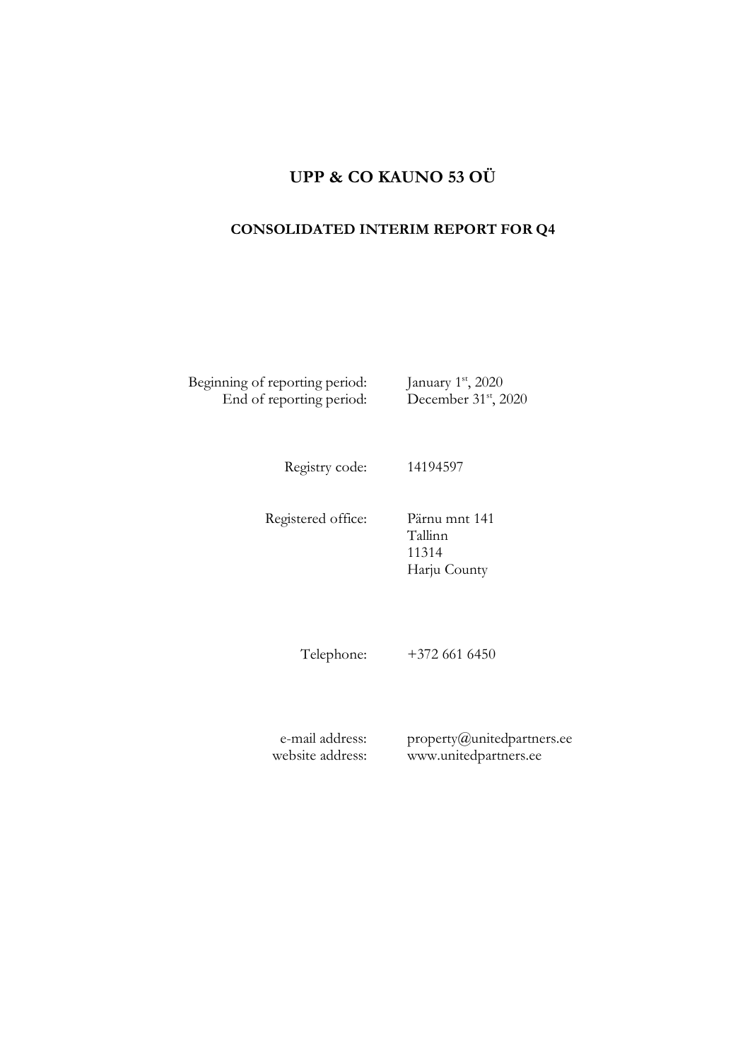# UPP & CO KAUNO 53 OÜ

## CONSOLIDATED INTERIM REPORT FOR Q4

| | |
|---|---|
| Beginning of reporting period: | January 1st, 2020 |
| End of reporting period: | December 31st, 2020 |
| Registry code: | 14194597 |
| Registered office: | Pärnu mnt 141<br>Tallinn<br>11314<br>Harju County |
| Telephone: | +372 661 6450 |
| e-mail address: | property@unitedpartners.ee |
| website address: | www.unitedpartners.ee |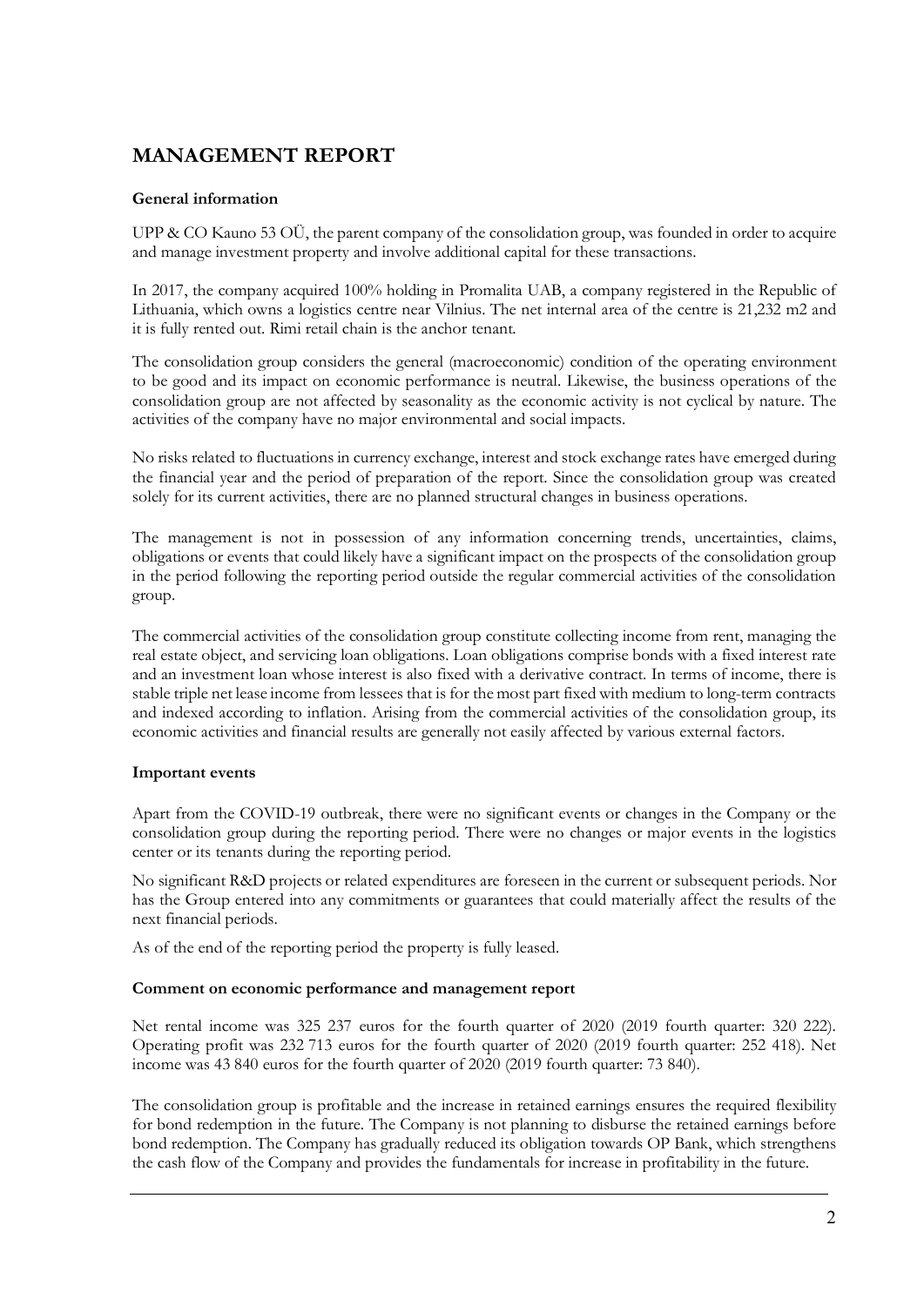# MANAGEMENT REPORT

**General information**

UPP & CO Kauno 53 OÜ, the parent company of the consolidation group, was founded in order to acquire and manage investment property and involve additional capital for these transactions.

In 2017, the company acquired 100% holding in Promalita UAB, a company registered in the Republic of Lithuania, which owns a logistics centre near Vilnius. The net internal area of the centre is 21,232 m2 and it is fully rented out. Rimi retail chain is the anchor tenant.

The consolidation group considers the general (macroeconomic) condition of the operating environment to be good and its impact on economic performance is neutral. Likewise, the business operations of the consolidation group are not affected by seasonality as the economic activity is not cyclical by nature. The activities of the company have no major environmental and social impacts.

No risks related to fluctuations in currency exchange, interest and stock exchange rates have emerged during the financial year and the period of preparation of the report. Since the consolidation group was created solely for its current activities, there are no planned structural changes in business operations.

The management is not in possession of any information concerning trends, uncertainties, claims, obligations or events that could likely have a significant impact on the prospects of the consolidation group in the period following the reporting period outside the regular commercial activities of the consolidation group.

The commercial activities of the consolidation group constitute collecting income from rent, managing the real estate object, and servicing loan obligations. Loan obligations comprise bonds with a fixed interest rate and an investment loan whose interest is also fixed with a derivative contract. In terms of income, there is stable triple net lease income from lessees that is for the most part fixed with medium to long-term contracts and indexed according to inflation. Arising from the commercial activities of the consolidation group, its economic activities and financial results are generally not easily affected by various external factors.

**Important events**

Apart from the COVID-19 outbreak, there were no significant events or changes in the Company or the consolidation group during the reporting period. There were no changes or major events in the logistics center or its tenants during the reporting period.

No significant R&D projects or related expenditures are foreseen in the current or subsequent periods. Nor has the Group entered into any commitments or guarantees that could materially affect the results of the next financial periods.

As of the end of the reporting period the property is fully leased.

**Comment on economic performance and management report**

Net rental income was 325 237 euros for the fourth quarter of 2020 (2019 fourth quarter: 320 222). Operating profit was 232 713 euros for the fourth quarter of 2020 (2019 fourth quarter: 252 418). Net income was 43 840 euros for the fourth quarter of 2020 (2019 fourth quarter: 73 840).

The consolidation group is profitable and the increase in retained earnings ensures the required flexibility for bond redemption in the future. The Company is not planning to disburse the retained earnings before bond redemption. The Company has gradually reduced its obligation towards OP Bank, which strengthens the cash flow of the Company and provides the fundamentals for increase in profitability in the future.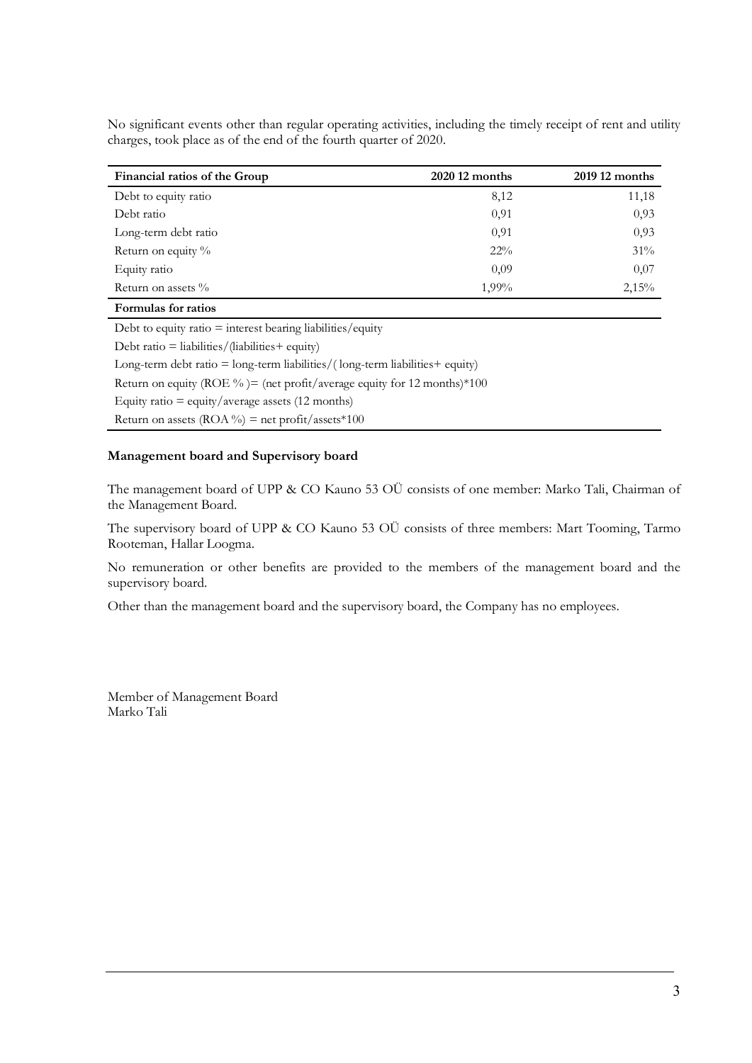No significant events other than regular operating activities, including the timely receipt of rent and utility charges, took place as of the end of the fourth quarter of 2020.

| Financial ratios of the Group | 2020 12 months | 2019 12 months |
|---|---|---|
| Debt to equity ratio | 8,12 | 11,18 |
| Debt ratio | 0,91 | 0,93 |
| Long-term debt ratio | 0,91 | 0,93 |
| Return on equity % | 22% | 31% |
| Equity ratio | 0,09 | 0,07 |
| Return on assets % | 1,99% | 2,15% |

**Formulas for ratios**

Debt to equity ratio = interest bearing liabilities/equity

Debt ratio = liabilities/(liabilities+ equity)

Long-term debt ratio = long-term liabilities/( long-term liabilities+ equity)

Return on equity (ROE % )= (net profit/average equity for 12 months)*100

Equity ratio = equity/average assets (12 months)

Return on assets (ROA %) = net profit/assets*100

**Management board and Supervisory board**

The management board of UPP & CO Kauno 53 OÜ consists of one member: Marko Tali, Chairman of the Management Board.

The supervisory board of UPP & CO Kauno 53 OÜ consists of three members: Mart Tooming, Tarmo Rooteman, Hallar Loogma.

No remuneration or other benefits are provided to the members of the management board and the supervisory board.

Other than the management board and the supervisory board, the Company has no employees.

Member of Management Board
Marko Tali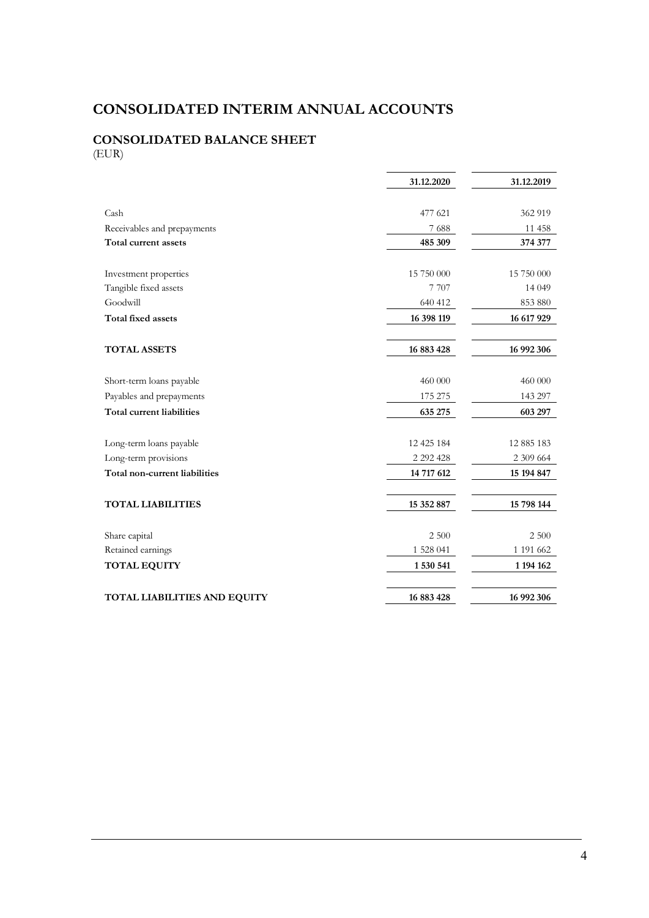# CONSOLIDATED INTERIM ANNUAL ACCOUNTS

## CONSOLIDATED BALANCE SHEET

(EUR)

| | 31.12.2020 | 31.12.2019 |
|---|---|---|
| Cash | 477 621 | 362 919 |
| Receivables and prepayments | 7 688 | 11 458 |
| **Total current assets** | **485 309** | **374 377** |
| | | |
| Investment properties | 15 750 000 | 15 750 000 |
| Tangible fixed assets | 7 707 | 14 049 |
| Goodwill | 640 412 | 853 880 |
| **Total fixed assets** | **16 398 119** | **16 617 929** |
| | | |
| **TOTAL ASSETS** | **16 883 428** | **16 992 306** |
| | | |
| Short-term loans payable | 460 000 | 460 000 |
| Payables and prepayments | 175 275 | 143 297 |
| **Total current liabilities** | **635 275** | **603 297** |
| | | |
| Long-term loans payable | 12 425 184 | 12 885 183 |
| Long-term provisions | 2 292 428 | 2 309 664 |
| **Total non-current liabilities** | **14 717 612** | **15 194 847** |
| | | |
| **TOTAL LIABILITIES** | **15 352 887** | **15 798 144** |
| | | |
| Share capital | 2 500 | 2 500 |
| Retained earnings | 1 528 041 | 1 191 662 |
| **TOTAL EQUITY** | **1 530 541** | **1 194 162** |
| | | |
| **TOTAL LIABILITIES AND EQUITY** | **16 883 428** | **16 992 306** |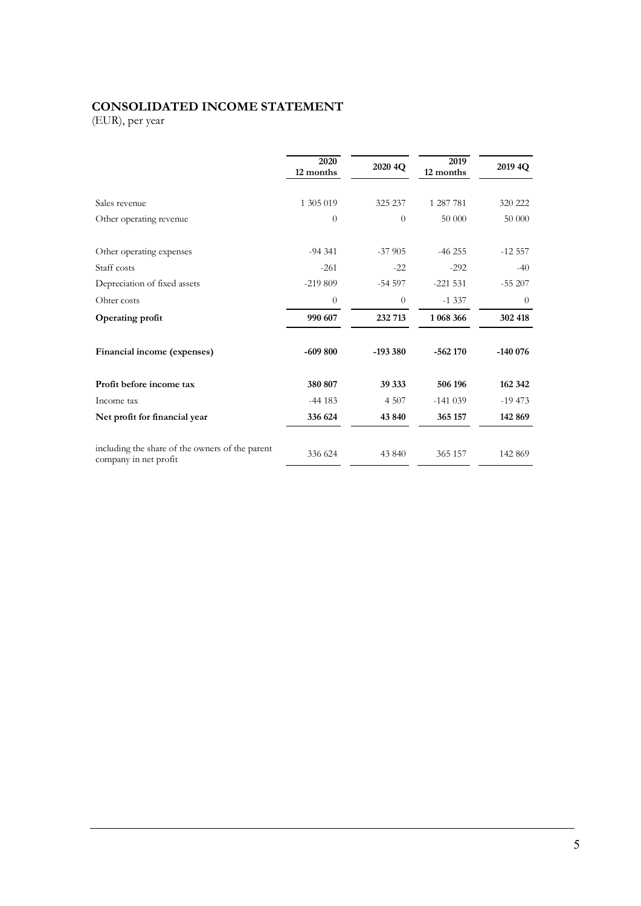# CONSOLIDATED INCOME STATEMENT

(EUR), per year

| | 2020 12 months | 2020 4Q | 2019 12 months | 2019 4Q |
|---|---|---|---|---|
| Sales revenue | 1 305 019 | 325 237 | 1 287 781 | 320 222 |
| Other operating revenue | 0 | 0 | 50 000 | 50 000 |
| Other operating expenses | -94 341 | -37 905 | -46 255 | -12 557 |
| Staff costs | -261 | -22 | -292 | -40 |
| Depreciation of fixed assets | -219 809 | -54 597 | -221 531 | -55 207 |
| Ohter costs | 0 | 0 | -1 337 | 0 |
| **Operating profit** | **990 607** | **232 713** | **1 068 366** | **302 418** |
| **Financial income (expenses)** | **-609 800** | **-193 380** | **-562 170** | **-140 076** |
| **Profit before income tax** | **380 807** | **39 333** | **506 196** | **162 342** |
| Income tax | -44 183 | 4 507 | -141 039 | -19 473 |
| **Net profit for financial year** | **336 624** | **43 840** | **365 157** | **142 869** |
| including the share of the owners of the parent company in net profit | 336 624 | 43 840 | 365 157 | 142 869 |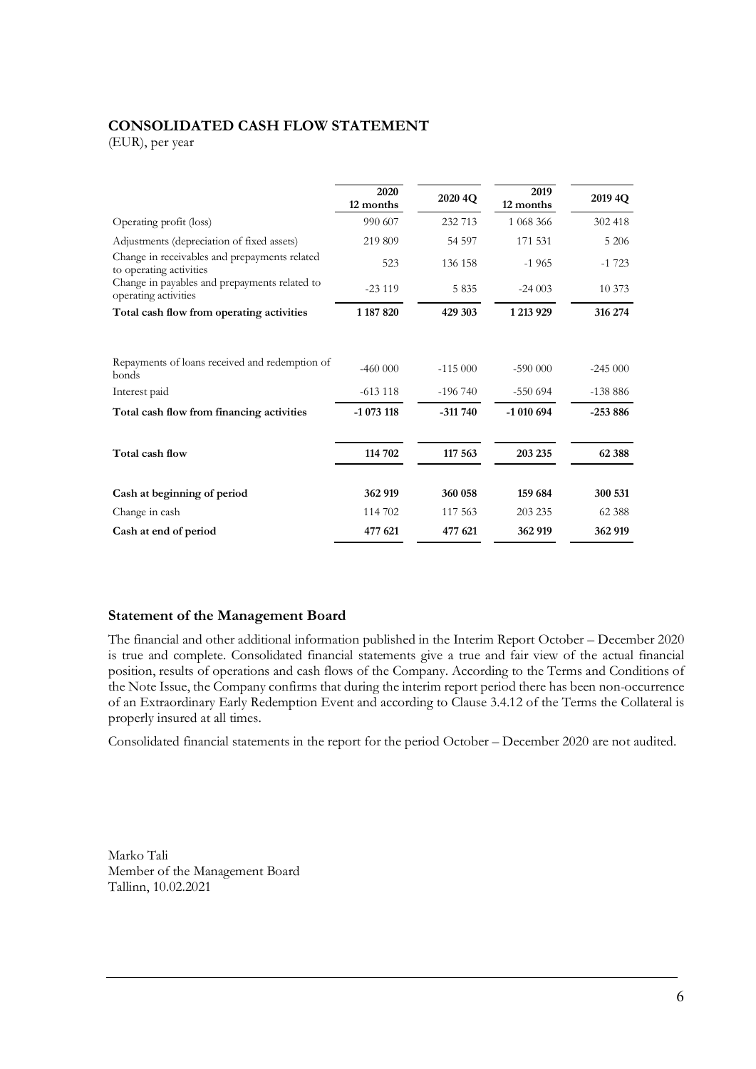## CONSOLIDATED CASH FLOW STATEMENT

(EUR), per year

| | 2020 12 months | 2020 4Q | 2019 12 months | 2019 4Q |
|---|---|---|---|---|
| Operating profit (loss) | 990 607 | 232 713 | 1 068 366 | 302 418 |
| Adjustments (depreciation of fixed assets) | 219 809 | 54 597 | 171 531 | 5 206 |
| Change in receivables and prepayments related to operating activities | 523 | 136 158 | -1 965 | -1 723 |
| Change in payables and prepayments related to operating activities | -23 119 | 5 835 | -24 003 | 10 373 |
| **Total cash flow from operating activities** | **1 187 820** | **429 303** | **1 213 929** | **316 274** |
| | | | | |
| Repayments of loans received and redemption of bonds | -460 000 | -115 000 | -590 000 | -245 000 |
| Interest paid | -613 118 | -196 740 | -550 694 | -138 886 |
| **Total cash flow from financing activities** | **-1 073 118** | **-311 740** | **-1 010 694** | **-253 886** |
| | | | | |
| **Total cash flow** | **114 702** | **117 563** | **203 235** | **62 388** |
| | | | | |
| **Cash at beginning of period** | **362 919** | **360 058** | **159 684** | **300 531** |
| Change in cash | 114 702 | 117 563 | 203 235 | 62 388 |
| **Cash at end of period** | **477 621** | **477 621** | **362 919** | **362 919** |

### Statement of the Management Board

The financial and other additional information published in the Interim Report October – December 2020 is true and complete. Consolidated financial statements give a true and fair view of the actual financial position, results of operations and cash flows of the Company. According to the Terms and Conditions of the Note Issue, the Company confirms that during the interim report period there has been non-occurrence of an Extraordinary Early Redemption Event and according to Clause 3.4.12 of the Terms the Collateral is properly insured at all times.

Consolidated financial statements in the report for the period October – December 2020 are not audited.

Marko Tali
Member of the Management Board
Tallinn, 10.02.2021